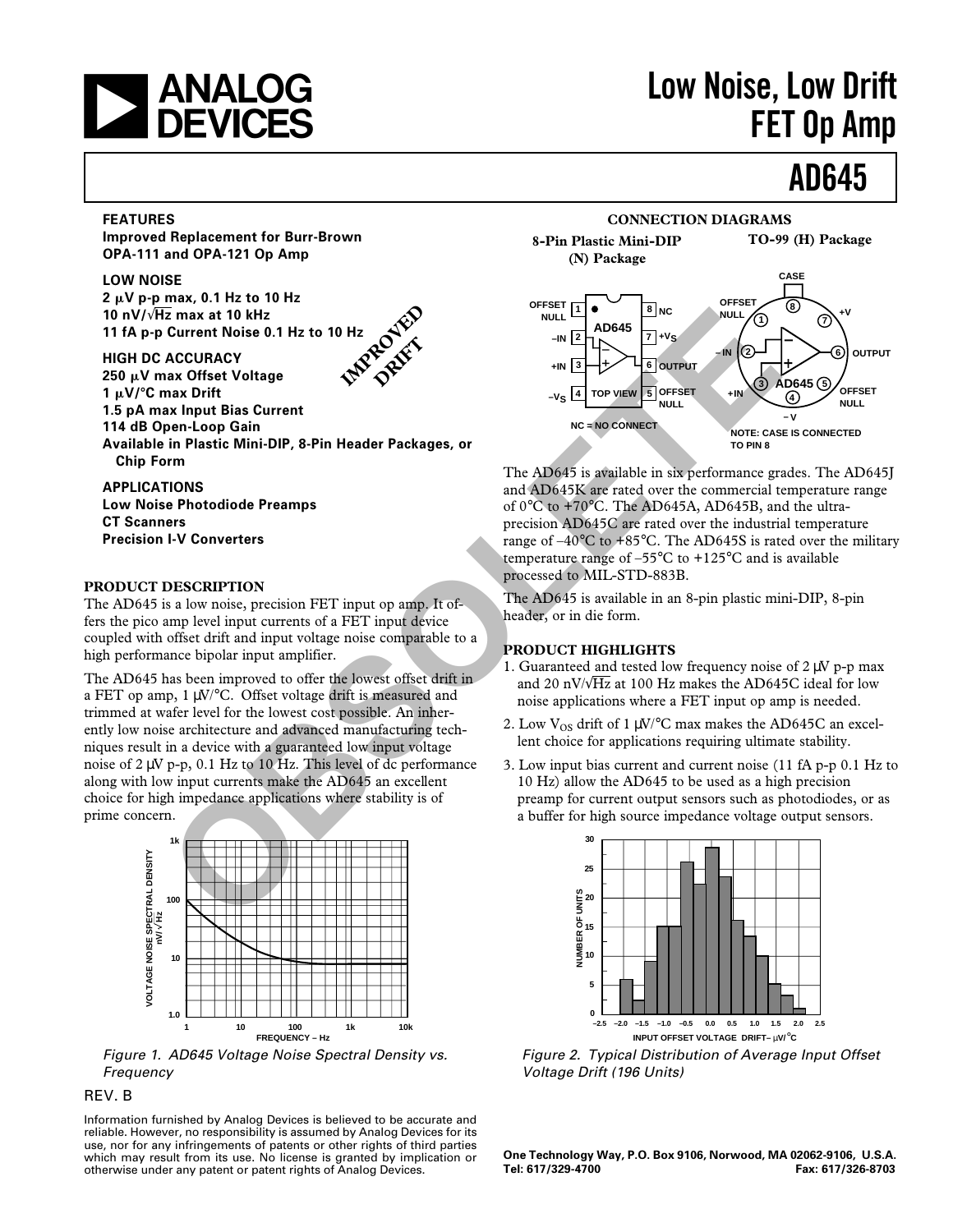# ANALOG DEVICES

# Low Noise, Low Drift FET Op Amp

# AD645

### FEATURES

**Improved Replacement for Burr-Brown OPA-111 and OPA-121 Op Amp**

**LOW NOISE**
**2 μV p-p max, 0.1 Hz to 10 Hz**
**10 nV/√Hz max at 10 kHz**
**11 fA p-p Current Noise 0.1 Hz to 10 Hz**

**HIGH DC ACCURACY**
**250 μV max Offset Voltage**
**1 μV/°C max Drift**
**1.5 pA max Input Bias Current**
**114 dB Open-Loop Gain**
**Available in Plastic Mini-DIP, 8-Pin Header Packages, or Chip Form**

IMPROVED DRIFT

**APPLICATIONS**
**Low Noise Photodiode Preamps**
**CT Scanners**
**Precision I-V Converters**

### CONNECTION DIAGRAMS

**8-Pin Plastic Mini-DIP (N) Package**

**TO-99 (H) Package**

NOTE: CASE IS CONNECTED TO PIN 8

NC = NO CONNECT

### PRODUCT DESCRIPTION

The AD645 is a low noise, precision FET input op amp. It offers the pico amp level input currents of a FET input device coupled with offset drift and input voltage noise comparable to a high performance bipolar input amplifier.

The AD645 has been improved to offer the lowest offset drift in a FET op amp, 1 μV/°C. Offset voltage drift is measured and trimmed at wafer level for the lowest cost possible. An inherently low noise architecture and advanced manufacturing techniques result in a device with a guaranteed low input voltage noise of 2 μV p-p, 0.1 Hz to 10 Hz. This level of dc performance along with low input currents make the AD645 an excellent choice for high impedance applications where stability is of prime concern.

The AD645 is available in six performance grades. The AD645J and AD645K are rated over the commercial temperature range of 0°C to +70°C. The AD645A, AD645B, and the ultra-precision AD645C are rated over the industrial temperature range of –40°C to +85°C. The AD645S is rated over the military temperature range of –55°C to +125°C and is available processed to MIL-STD-883B.

The AD645 is available in an 8-pin plastic mini-DIP, 8-pin header, or in die form.

### PRODUCT HIGHLIGHTS

1. Guaranteed and tested low frequency noise of 2 μV p-p max and 20 nV/√Hz at 100 Hz makes the AD645C ideal for low noise applications where a FET input op amp is needed.
2. Low $V_{OS}$ drift of 1 μV/°C max makes the AD645C an excellent choice for applications requiring ultimate stability.
3. Low input bias current and current noise (11 fA p-p 0.1 Hz to 10 Hz) allow the AD645 to be used as a high precision preamp for current output sensors such as photodiodes, or as a buffer for high source impedance voltage output sensors.

*Figure 1. AD645 Voltage Noise Spectral Density vs. Frequency*

*Figure 2. Typical Distribution of Average Input Offset Voltage Drift (196 Units)*

REV. B

Information furnished by Analog Devices is believed to be accurate and reliable. However, no responsibility is assumed by Analog Devices for its use, nor for any infringements of patents or other rights of third parties which may result from its use. No license is granted by implication or otherwise under any patent or patent rights of Analog Devices.

**One Technology Way, P.O. Box 9106, Norwood, MA 02062-9106, U.S.A.**
**Tel: 617/329-4700 Fax: 617/326-8703**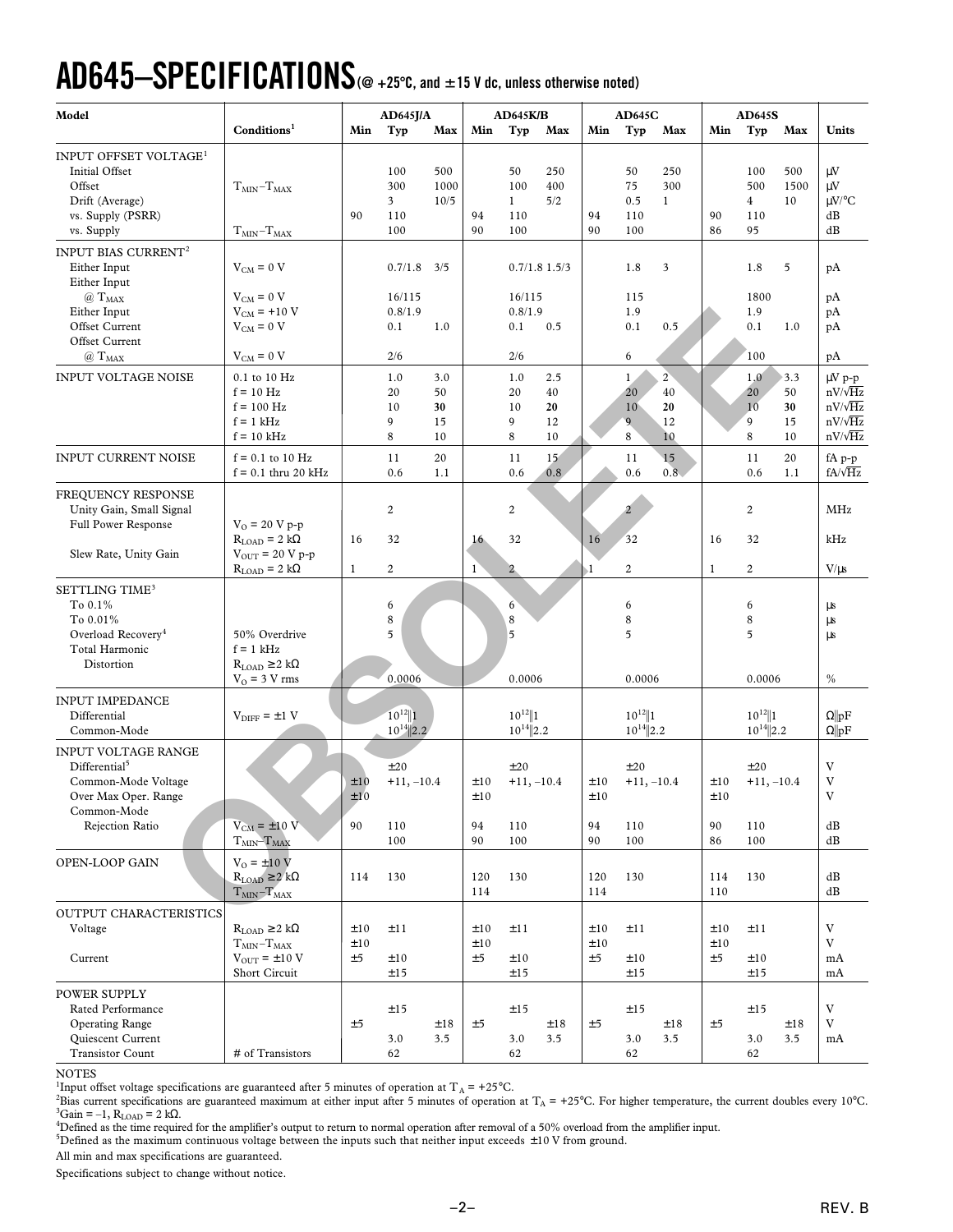# AD645–SPECIFICATIONS (@ +25°C, and ±15 V dc, unless otherwise noted)

| Model | Conditions[1] | AD645J/A Min | AD645J/A Typ | AD645J/A Max | AD645K/B Min | AD645K/B Typ | AD645K/B Max | AD645C Min | AD645C Typ | AD645C Max | AD645S Min | AD645S Typ | AD645S Max | Units |
|---|---|---|---|---|---|---|---|---|---|---|---|---|---|---|
| **INPUT OFFSET VOLTAGE**[1] | | | | | | | | | | | | | | |
| Initial Offset | | | 100 | 500 | | 50 | 250 | | 50 | 250 | | 100 | 500 | μV |
| Offset | $T_{MIN}$–$T_{MAX}$ | | 300 | 1000 | | 100 | 400 | | 75 | 300 | | 500 | 1500 | μV |
| Drift (Average) | | | 3 | 10/5 | | 1 | 5/2 | | 0.5 | 1 | | 4 | 10 | μV/°C |
| vs. Supply (PSRR) | | 90 | 110 | | 94 | 110 | | 94 | 110 | | 90 | 110 | | dB |
| vs. Supply | $T_{MIN}$–$T_{MAX}$ | | 100 | | 90 | 100 | | 90 | 100 | | 86 | 95 | | dB |
| **INPUT BIAS CURRENT**[2] | | | | | | | | | | | | | | |
| Either Input | $V_{CM}$ = 0 V | | 0.7/1.8 | 3/5 | | 0.7/1.8 | 1.5/3 | | 1.8 | 3 | | 1.8 | 5 | pA |
| Either Input @ $T_{MAX}$ | $V_{CM}$ = 0 V | | 16/115 | | | 16/115 | | | 115 | | | 1800 | | pA |
| Either Input | $V_{CM}$ = +10 V | | 0.8/1.9 | | | 0.8/1.9 | | | 1.9 | | | 1.9 | | pA |
| Offset Current | $V_{CM}$ = 0 V | | 0.1 | 1.0 | | 0.1 | 0.5 | | 0.1 | 0.5 | | 0.1 | 1.0 | pA |
| Offset Current @ $T_{MAX}$ | $V_{CM}$ = 0 V | | 2/6 | | | 2/6 | | | 6 | | | 100 | | pA |
| **INPUT VOLTAGE NOISE** | 0.1 to 10 Hz | | 1.0 | 3.0 | | 1.0 | 2.5 | | 1 | 2 | | 1.0 | 3.3 | μV p-p |
| | f = 10 Hz | | 20 | 50 | | 20 | 40 | | 20 | 40 | | 20 | 50 | nV/√Hz |
| | f = 100 Hz | | 10 | **30** | | 10 | **20** | | 10 | **20** | | 10 | **30** | nV/√Hz |
| | f = 1 kHz | | 9 | 15 | | 9 | 12 | | 9 | 12 | | 9 | 15 | nV/√Hz |
| | f = 10 kHz | | 8 | 10 | | 8 | 10 | | 8 | 10 | | 8 | 10 | nV/√Hz |
| **INPUT CURRENT NOISE** | f = 0.1 to 10 Hz | | 11 | 20 | | 11 | 15 | | 11 | 15 | | 11 | 20 | fA p-p |
| | f = 0.1 thru 20 kHz | | 0.6 | 1.1 | | 0.6 | 0.8 | | 0.6 | 0.8 | | 0.6 | 1.1 | fA/√Hz |
| **FREQUENCY RESPONSE** | | | | | | | | | | | | | | |
| Unity Gain, Small Signal | | | 2 | | | 2 | | | 2 | | | 2 | | MHz |
| Full Power Response | $V_O$ = 20 V p-p, $R_{LOAD}$ = 2 kΩ | 16 | 32 | | 16 | 32 | | 16 | 32 | | 16 | 32 | | kHz |
| Slew Rate, Unity Gain | $V_{OUT}$ = 20 V p-p, $R_{LOAD}$ = 2 kΩ | 1 | 2 | | 1 | 2 | | 1 | 2 | | 1 | 2 | | V/μs |
| **SETTLING TIME**[3] | | | | | | | | | | | | | | |
| To 0.1% | | | 6 | | | 6 | | | 6 | | | 6 | | μs |
| To 0.01% | | | 8 | | | 8 | | | 8 | | | 8 | | μs |
| Overload Recovery[4] | 50% Overdrive | | 5 | | | 5 | | | 5 | | | 5 | | μs |
| Total Harmonic Distortion | f = 1 kHz, $R_{LOAD}$ ≥ 2 kΩ, $V_O$ = 3 V rms | | 0.0006 | | | 0.0006 | | | 0.0006 | | | 0.0006 | | % |
| **INPUT IMPEDANCE** | | | | | | | | | | | | | | |
| Differential | $V_{DIFF}$ = ±1 V | | $10^{12}$‖1 | | | $10^{12}$‖1 | | | $10^{12}$‖1 | | | $10^{12}$‖1 | | Ω‖pF |
| Common-Mode | | | $10^{14}$‖2.2 | | | $10^{14}$‖2.2 | | | $10^{14}$‖2.2 | | | $10^{14}$‖2.2 | | Ω‖pF |
| **INPUT VOLTAGE RANGE** | | | | | | | | | | | | | | |
| Differential[5] | | | ±20 | | | ±20 | | | ±20 | | | ±20 | | V |
| Common-Mode Voltage | | ±10 | +11, –10.4 | | ±10 | +11, –10.4 | | ±10 | +11, –10.4 | | ±10 | +11, –10.4 | | V |
| Over Max Oper. Range | | ±10 | | | ±10 | | | ±10 | | | ±10 | | | V |
| Common-Mode Rejection Ratio | $V_{CM}$ = ±10 V | 90 | 110 | | 94 | 110 | | 94 | 110 | | 90 | 110 | | dB |
| | $T_{MIN}$–$T_{MAX}$ | | 100 | | 90 | 100 | | 90 | 100 | | 86 | 100 | | dB |
| **OPEN-LOOP GAIN** | $V_O$ = ±10 V, $R_{LOAD}$ ≥ 2 kΩ | 114 | 130 | | 120 | 130 | | 120 | 130 | | 114 | 130 | | dB |
| | $T_{MIN}$–$T_{MAX}$ | | | | 114 | | | 114 | | | 110 | | | dB |
| **OUTPUT CHARACTERISTICS** | | | | | | | | | | | | | | |
| Voltage | $R_{LOAD}$ ≥ 2 kΩ | ±10 | ±11 | | ±10 | ±11 | | ±10 | ±11 | | ±10 | ±11 | | V |
| | $T_{MIN}$–$T_{MAX}$ | ±10 | | | ±10 | | | ±10 | | | ±10 | | | V |
| Current | $V_{OUT}$ = ±10 V | ±5 | ±10 | | ±5 | ±10 | | ±5 | ±10 | | ±5 | ±10 | | mA |
| | Short Circuit | | ±15 | | | ±15 | | | ±15 | | | ±15 | | mA |
| **POWER SUPPLY** | | | | | | | | | | | | | | |
| Rated Performance | | | ±15 | | | ±15 | | | ±15 | | | ±15 | | V |
| Operating Range | | ±5 | | ±18 | ±5 | | ±18 | ±5 | | ±18 | ±5 | | ±18 | V |
| Quiescent Current | | | 3.0 | 3.5 | | 3.0 | 3.5 | | 3.0 | 3.5 | | 3.0 | 3.5 | mA |
| Transistor Count | # of Transistors | | 62 | | | 62 | | | 62 | | | 62 | | |

NOTES

[1]Input offset voltage specifications are guaranteed after 5 minutes of operation at $T_A$ = +25°C.

[2]Bias current specifications are guaranteed maximum at either input after 5 minutes of operation at $T_A$ = +25°C. For higher temperature, the current doubles every 10°C.

[3]Gain = –1, $R_{LOAD}$ = 2 kΩ.

[4]Defined as the time required for the amplifier's output to return to normal operation after removal of a 50% overload from the amplifier input.

[5]Defined as the maximum continuous voltage between the inputs such that neither input exceeds ±10 V from ground.

All min and max specifications are guaranteed.

Specifications subject to change without notice.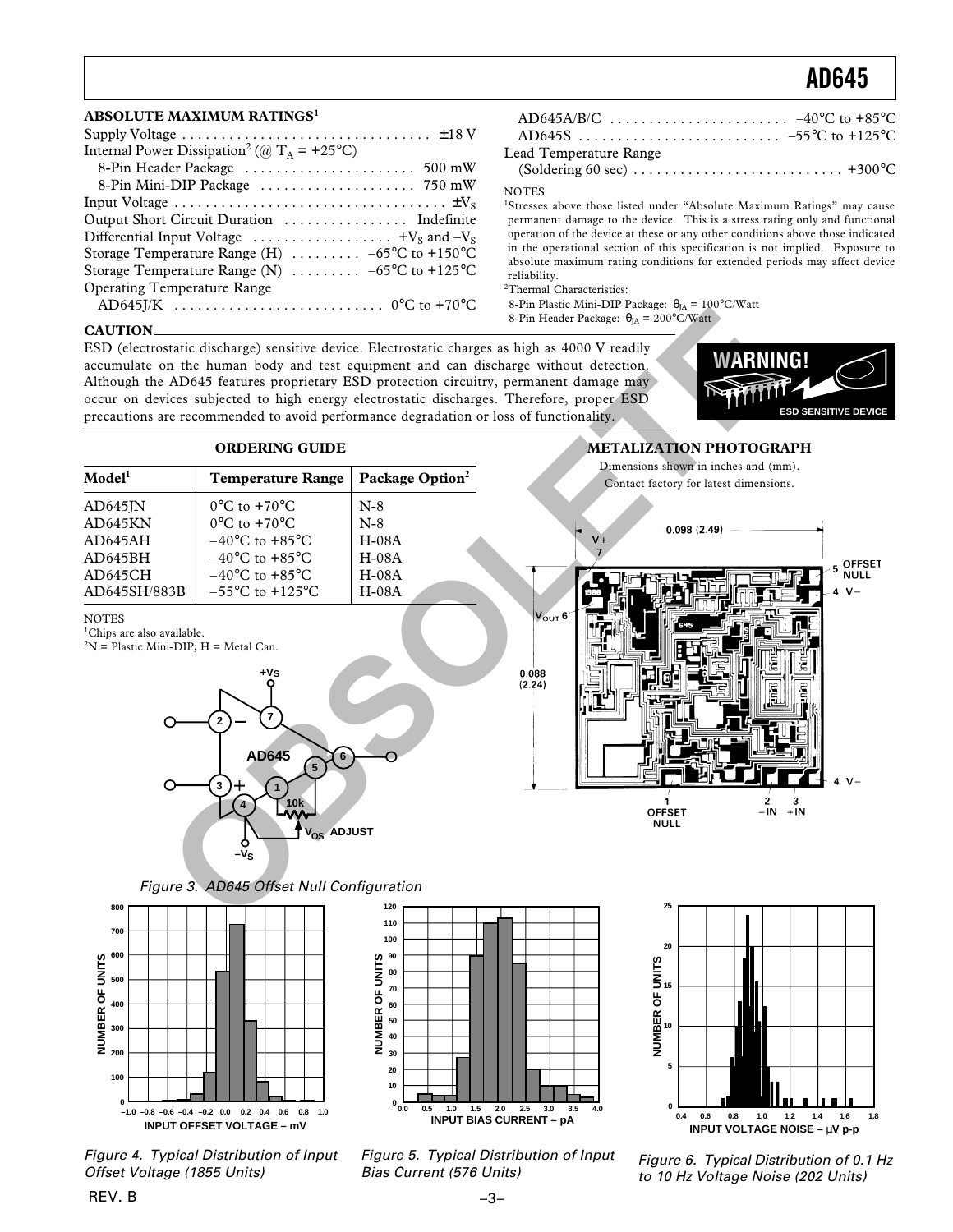## ABSOLUTE MAXIMUM RATINGS[1]

Supply Voltage . . . . . . . . . . . . . . . . . . . . . . . . . . . . . . . . ±18 V
Internal Power Dissipation[2] (@ $T_A$ = +25°C)
  8-Pin Header Package . . . . . . . . . . . . . . . . . . . . . 500 mW
  8-Pin Mini-DIP Package . . . . . . . . . . . . . . . . . . . 750 mW
Input Voltage . . . . . . . . . . . . . . . . . . . . . . . . . . . . . . . . . . $\pm V_S$
Output Short Circuit Duration . . . . . . . . . . . . . . . . Indefinite
Differential Input Voltage . . . . . . . . . . . . . . . . . . $+V_S$ and $-V_S$
Storage Temperature Range (H) . . . . . . . . . –65°C to +150°C
Storage Temperature Range (N) . . . . . . . . . –65°C to +125°C
Operating Temperature Range
  AD645J/K . . . . . . . . . . . . . . . . . . . . . . . . . . 0°C to +70°C
  AD645A/B/C . . . . . . . . . . . . . . . . . . . . . . –40°C to +85°C
  AD645S . . . . . . . . . . . . . . . . . . . . . . . . . –55°C to +125°C
Lead Temperature Range
  (Soldering 60 sec) . . . . . . . . . . . . . . . . . . . . . . . . . . +300°C

NOTES
[1]Stresses above those listed under "Absolute Maximum Ratings" may cause permanent damage to the device. This is a stress rating only and functional operation of the device at these or any other conditions above those indicated in the operational section of this specification is not implied. Exposure to absolute maximum rating conditions for extended periods may affect device reliability.
[2]Thermal Characteristics:
8-Pin Plastic Mini-DIP Package: $\theta_{JA}$ = 100°C/Watt
8-Pin Header Package: $\theta_{JA}$ = 200°C/Watt

## CAUTION

ESD (electrostatic discharge) sensitive device. Electrostatic charges as high as 4000 V readily accumulate on the human body and test equipment and can discharge without detection. Although the AD645 features proprietary ESD protection circuitry, permanent damage may occur on devices subjected to high energy electrostatic discharges. Therefore, proper ESD precautions are recommended to avoid performance degradation or loss of functionality.

WARNING! ESD SENSITIVE DEVICE

## ORDERING GUIDE

| Model[1] | Temperature Range | Package Option[2] |
|---|---|---|
| AD645JN | 0°C to +70°C | N-8 |
| AD645KN | 0°C to +70°C | N-8 |
| AD645AH | −40°C to +85°C | H-08A |
| AD645BH | −40°C to +85°C | H-08A |
| AD645CH | −40°C to +85°C | H-08A |
| AD645SH/883B | −55°C to +125°C | H-08A |

NOTES
[1]Chips are also available.
[2]N = Plastic Mini-DIP; H = Metal Can.

## METALIZATION PHOTOGRAPH

Dimensions shown in inches and (mm).
Contact factory for latest dimensions.

Figure 3. AD645 Offset Null Configuration

Figure 4. Typical Distribution of Input Offset Voltage (1855 Units)

Figure 5. Typical Distribution of Input Bias Current (576 Units)

Figure 6. Typical Distribution of 0.1 Hz to 10 Hz Voltage Noise (202 Units)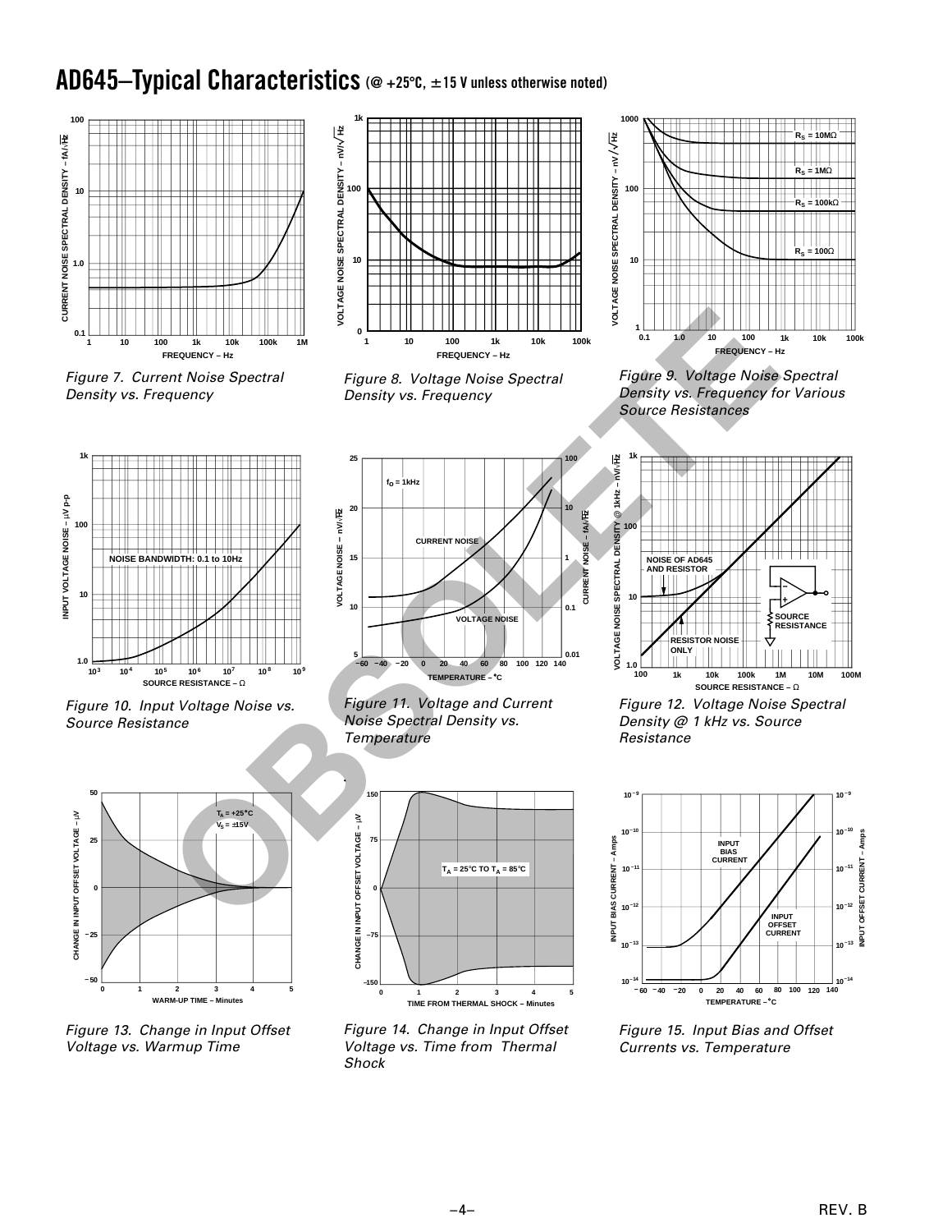# AD645–Typical Characteristics (@ +25°C, ±15 V unless otherwise noted)

Figure 7. Current Noise Spectral Density vs. Frequency

Figure 8. Voltage Noise Spectral Density vs. Frequency

Figure 9. Voltage Noise Spectral Density vs. Frequency for Various Source Resistances

Figure 10. Input Voltage Noise vs. Source Resistance

Figure 11. Voltage and Current Noise Spectral Density vs. Temperature

Figure 12. Voltage Noise Spectral Density @ 1 kHz vs. Source Resistance

Figure 13. Change in Input Offset Voltage vs. Warmup Time

Figure 14. Change in Input Offset Voltage vs. Time from Thermal Shock

Figure 15. Input Bias and Offset Currents vs. Temperature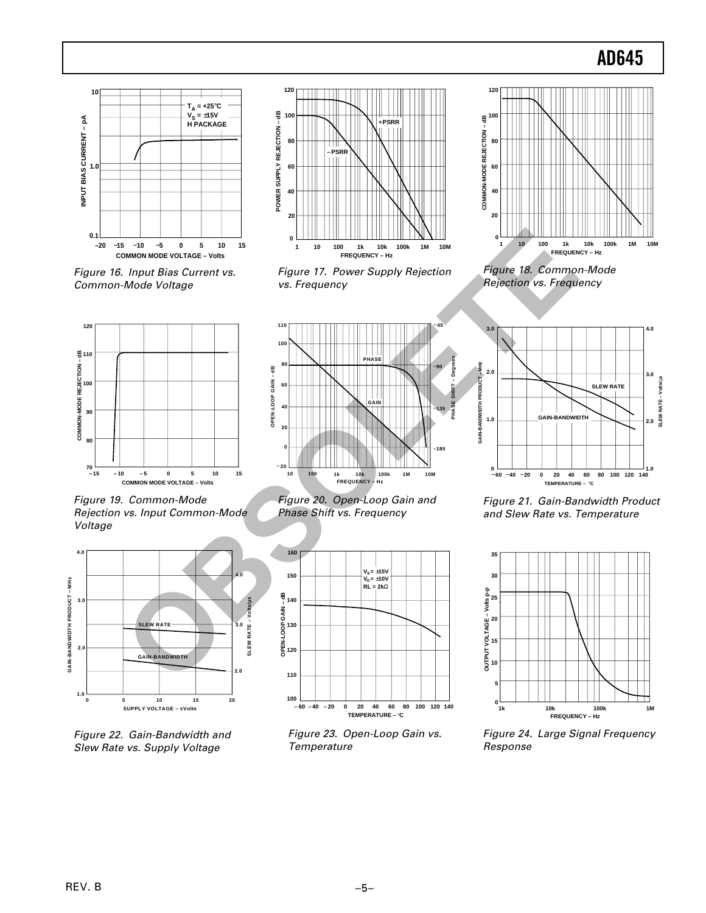Figure 16. Input Bias Current vs. Common-Mode Voltage

Figure 17. Power Supply Rejection vs. Frequency

Figure 18. Common-Mode Rejection vs. Frequency

Figure 19. Common-Mode Rejection vs. Input Common-Mode Voltage

Figure 20. Open-Loop Gain and Phase Shift vs. Frequency

Figure 21. Gain-Bandwidth Product and Slew Rate vs. Temperature

Figure 22. Gain-Bandwidth and Slew Rate vs. Supply Voltage

Figure 23. Open-Loop Gain vs. Temperature

Figure 24. Large Signal Frequency Response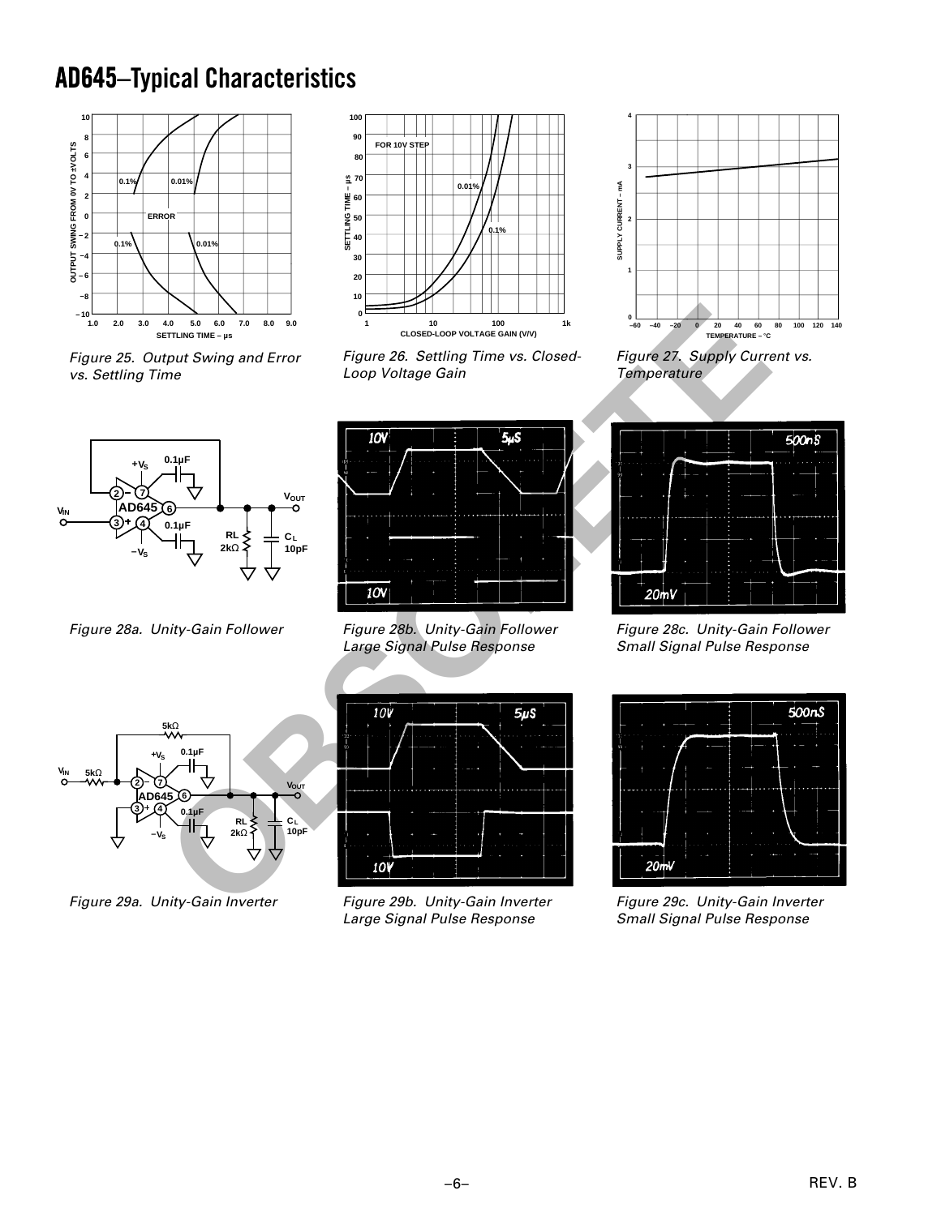# AD645–Typical Characteristics

Figure 25. Output Swing and Error vs. Settling Time

Figure 26. Settling Time vs. Closed-Loop Voltage Gain

Figure 27. Supply Current vs. Temperature

Figure 28a. Unity-Gain Follower

Figure 28b. Unity-Gain Follower Large Signal Pulse Response

Figure 28c. Unity-Gain Follower Small Signal Pulse Response

Figure 29a. Unity-Gain Inverter

Figure 29b. Unity-Gain Inverter Large Signal Pulse Response

Figure 29c. Unity-Gain Inverter Small Signal Pulse Response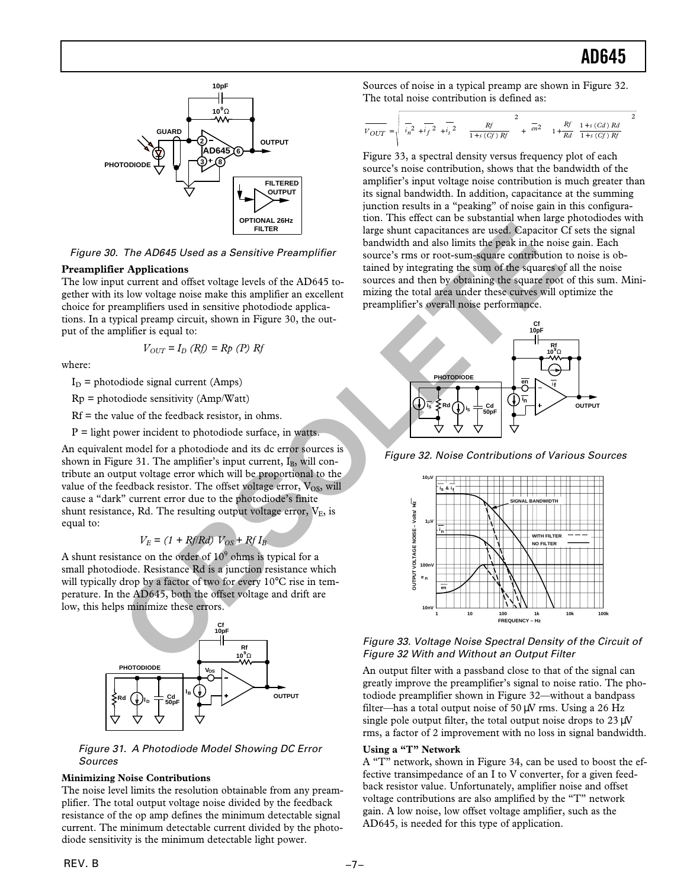Figure 30. The AD645 Used as a Sensitive Preamplifier

**Preamplifier Applications**

The low input current and offset voltage levels of the AD645 together with its low voltage noise make this amplifier an excellent choice for preamplifiers used in sensitive photodiode applications. In a typical preamp circuit, shown in Figure 30, the output of the amplifier is equal to:

$$V_{OUT} = I_D\,(Rf) = Rp\,(P)\,Rf$$

where:

$I_D$ = photodiode signal current (Amps)

Rp = photodiode sensitivity (Amp/Watt)

Rf = the value of the feedback resistor, in ohms.

P = light power incident to photodiode surface, in watts.

An equivalent model for a photodiode and its dc error sources is shown in Figure 31. The amplifier's input current, $I_B$, will contribute an output voltage error which will be proportional to the value of the feedback resistor. The offset voltage error, $V_{OS}$, will cause a "dark" current error due to the photodiode's finite shunt resistance, Rd. The resulting output voltage error, $V_E$, is equal to:

$$V_E = (1 + Rf/Rd)\,V_{OS} + Rf\,I_B$$

A shunt resistance on the order of $10^9$ ohms is typical for a small photodiode. Resistance Rd is a junction resistance which will typically drop by a factor of two for every 10°C rise in temperature. In the AD645, both the offset voltage and drift are low, this helps minimize these errors.

Figure 31. A Photodiode Model Showing DC Error Sources

**Minimizing Noise Contributions**

The noise level limits the resolution obtainable from any preamplifier. The total output voltage noise divided by the feedback resistance of the op amp defines the minimum detectable signal current. The minimum detectable current divided by the photodiode sensitivity is the minimum detectable light power.

Sources of noise in a typical preamp are shown in Figure 32. The total noise contribution is defined as:

$$\overline{V_{OUT}} = \sqrt{\left(\overline{i_n}^2 + \overline{i_f}^2 + \overline{i_s}^2\right)\left(\frac{Rf}{1 + s\,(Cf)\,Rf}\right)^2 + \overline{en}^2\left(1 + \frac{Rf}{Rd}\;\frac{1 + s\,(Cd)\,Rd}{1 + s\,(Cf)\,Rf}\right)^2}$$

Figure 33, a spectral density versus frequency plot of each source's noise contribution, shows that the bandwidth of the amplifier's input voltage noise contribution is much greater than its signal bandwidth. In addition, capacitance at the summing junction results in a "peaking" of noise gain in this configuration. This effect can be substantial when large photodiodes with large shunt capacitances are used. Capacitor Cf sets the signal bandwidth and also limits the peak in the noise gain. Each source's rms or root-sum-square contribution to noise is obtained by integrating the sum of the squares of all the noise sources and then by obtaining the square root of this sum. Minimizing the total area under these curves will optimize the preamplifier's overall noise performance.

Figure 32. Noise Contributions of Various Sources

Figure 33. Voltage Noise Spectral Density of the Circuit of Figure 32 With and Without an Output Filter

An output filter with a passband close to that of the signal can greatly improve the preamplifier's signal to noise ratio. The photodiode preamplifier shown in Figure 32—without a bandpass filter—has a total output noise of 50 μV rms. Using a 26 Hz single pole output filter, the total output noise drops to 23 μV rms, a factor of 2 improvement with no loss in signal bandwidth.

**Using a "T" Network**

A "T" network, shown in Figure 34, can be used to boost the effective transimpedance of an I to V converter, for a given feedback resistor value. Unfortunately, amplifier noise and offset voltage contributions are also amplified by the "T" network gain. A low noise, low offset voltage amplifier, such as the AD645, is needed for this type of application.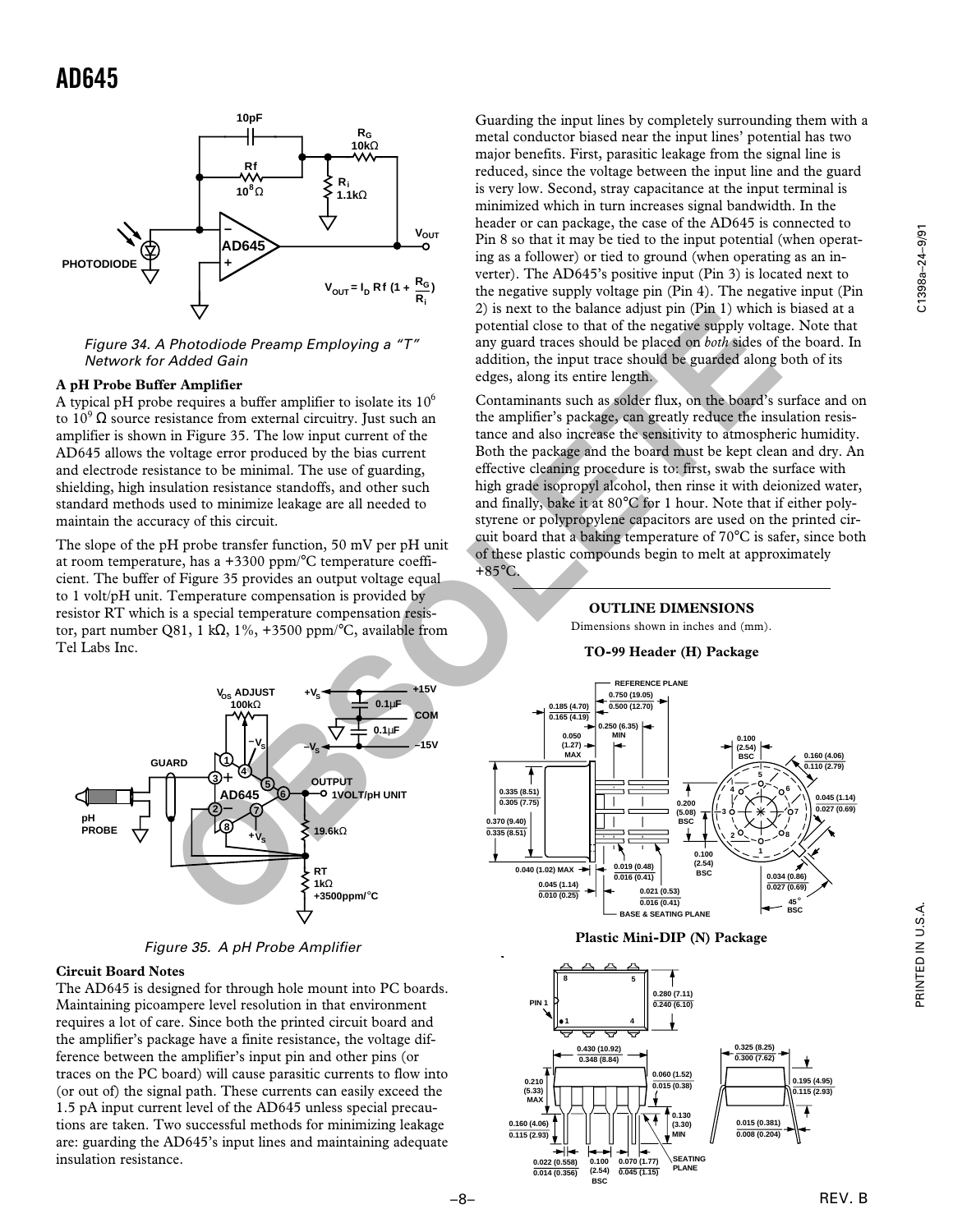10pF

$R_G$ 10kΩ

Rf $10^8$ Ω

$R_i$ 1.1kΩ

PHOTODIODE

AD645

$V_{OUT}$

$V_{OUT} = I_D \, Rf \left(1 + \frac{R_G}{R_i}\right)$

*Figure 34. A Photodiode Preamp Employing a "T" Network for Added Gain*

**A pH Probe Buffer Amplifier**

A typical pH probe requires a buffer amplifier to isolate its $10^6$ to $10^9$ Ω source resistance from external circuitry. Just such an amplifier is shown in Figure 35. The low input current of the AD645 allows the voltage error produced by the bias current and electrode resistance to be minimal. The use of guarding, shielding, high insulation resistance standoffs, and other such standard methods used to minimize leakage are all needed to maintain the accuracy of this circuit.

The slope of the pH probe transfer function, 50 mV per pH unit at room temperature, has a +3300 ppm/°C temperature coefficient. The buffer of Figure 35 provides an output voltage equal to 1 volt/pH unit. Temperature compensation is provided by resistor RT which is a special temperature compensation resistor, part number Q81, 1 kΩ, 1%, +3500 ppm/°C, available from Tel Labs Inc.

$V_{OS}$ ADJUST 100kΩ

$+V_S$ +15V

0.1µF

COM

0.1µF

$-V_S$ −15V

GUARD

pH PROBE

AD645

OUTPUT 1VOLT/pH UNIT

19.6kΩ

RT 1kΩ +3500ppm/°C

*Figure 35. A pH Probe Amplifier*

**Circuit Board Notes**

The AD645 is designed for through hole mount into PC boards. Maintaining picoampere level resolution in that environment requires a lot of care. Since both the printed circuit board and the amplifier's package have a finite resistance, the voltage difference between the amplifier's input pin and other pins (or traces on the PC board) will cause parasitic currents to flow into (or out of) the signal path. These currents can easily exceed the 1.5 pA input current level of the AD645 unless special precautions are taken. Two successful methods for minimizing leakage are: guarding the AD645's input lines and maintaining adequate insulation resistance.

Guarding the input lines by completely surrounding them with a metal conductor biased near the input lines' potential has two major benefits. First, parasitic leakage from the signal line is reduced, since the voltage between the input line and the guard is very low. Second, stray capacitance at the input terminal is minimized which in turn increases signal bandwidth. In the header or can package, the case of the AD645 is connected to Pin 8 so that it may be tied to the input potential (when operating as a follower) or tied to ground (when operating as an inverter). The AD645's positive input (Pin 3) is located next to the negative supply voltage pin (Pin 4). The negative input (Pin 2) is next to the balance adjust pin (Pin 1) which is biased at a potential close to that of the negative supply voltage. Note that any guard traces should be placed on *both* sides of the board. In addition, the input trace should be guarded along both of its edges, along its entire length.

Contaminants such as solder flux, on the board's surface and on the amplifier's package, can greatly reduce the insulation resistance and also increase the sensitivity to atmospheric humidity. Both the package and the board must be kept clean and dry. An effective cleaning procedure is to: first, swab the surface with high grade isopropyl alcohol, then rinse it with deionized water, and finally, bake it at 80°C for 1 hour. Note that if either polystyrene or polypropylene capacitors are used on the printed circuit board that a baking temperature of 70°C is safer, since both of these plastic compounds begin to melt at approximately +85°C.

## OUTLINE DIMENSIONS

Dimensions shown in inches and (mm).

**TO-99 Header (H) Package**

REFERENCE PLANE
0.750 (19.05) / 0.500 (12.70)
0.185 (4.70) / 0.165 (4.19)
0.250 (6.35) MIN
0.050 (1.27) MAX
0.100 (2.54) BSC
0.160 (4.06) / 0.110 (2.79)
0.335 (8.51) / 0.305 (7.75)
0.370 (9.40) / 0.335 (8.51)
0.200 (5.08) BSC
0.045 (1.14) / 0.027 (0.69)
0.100 (2.54) BSC
0.040 (1.02) MAX
0.019 (0.48) / 0.016 (0.41)
0.045 (1.14) / 0.010 (0.25)
0.021 (0.53) / 0.016 (0.41)
0.034 (0.86) / 0.027 (0.69)
45° BSC
BASE & SEATING PLANE

**Plastic Mini-DIP (N) Package**

PIN 1
0.280 (7.11) / 0.240 (6.10)
0.430 (10.92) / 0.348 (8.84)
0.325 (8.25) / 0.300 (7.62)
0.210 (5.33) MAX
0.060 (1.52) / 0.015 (0.38)
0.195 (4.95) / 0.115 (2.93)
0.130 (3.30) MIN
0.160 (4.06) / 0.115 (2.93)
0.015 (0.381) / 0.008 (0.204)
0.022 (0.558) / 0.014 (0.356)
0.100 (2.54) BSC
0.070 (1.77) / 0.045 (1.15)
SEATING PLANE